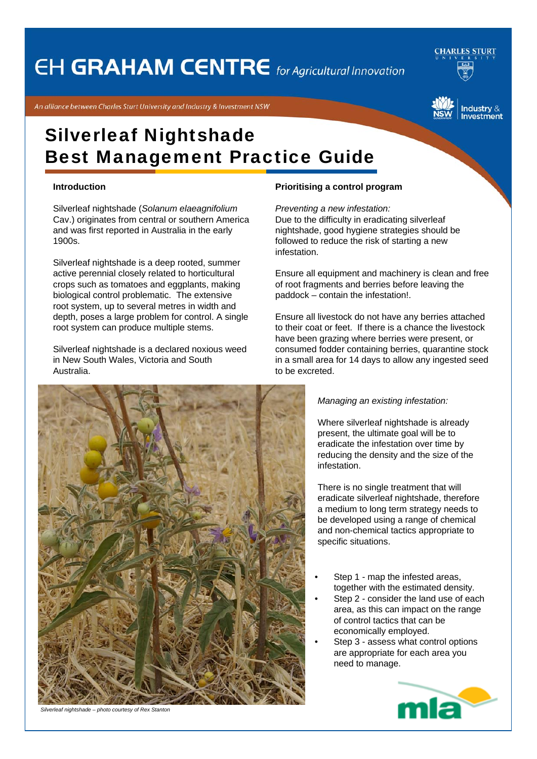# Silverleaf Nightshade Best Management Practice Guide

### Introduction

Silverleaf nightshade (*Solanum elaeagnifolium* Cav.) originates from central or southern America and was first reported in Australia in the early 1900s.

Silverleaf nightshade is a deep rooted, summer active perennial closely related to horticultural crops such as tomatoes and eggplants, making biological control problematic. The extensive root system, up to several metres in width and depth, poses a large problem for control. A single root system can produce multiple stems.

Silverleaf nightshade is a declared noxious weed in New South Wales, Victoria and South Australia.

Silverleaf nightshade – photo courtesy of Rex Stanton

### Prioritising a control program

*Preventing a new infestation:*
Due to the difficulty in eradicating silverleaf nightshade, good hygiene strategies should be followed to reduce the risk of starting a new infestation.

Ensure all equipment and machinery is clean and free of root fragments and berries before leaving the paddock – contain the infestation!.

Ensure all livestock do not have any berries attached to their coat or feet. If there is a chance the livestock have been grazing where berries were present, or consumed fodder containing berries, quarantine stock in a small area for 14 days to allow any ingested seed to be excreted.

*Managing an existing infestation:*

Where silverleaf nightshade is already present, the ultimate goal will be to eradicate the infestation over time by reducing the density and the size of the infestation.

There is no single treatment that will eradicate silverleaf nightshade, therefore a medium to long term strategy needs to be developed using a range of chemical and non-chemical tactics appropriate to specific situations.

- Step 1 - map the infested areas, together with the estimated density.
- Step 2 - consider the land use of each area, as this can impact on the range of control tactics that can be economically employed.
- Step 3 - assess what control options are appropriate for each area you need to manage.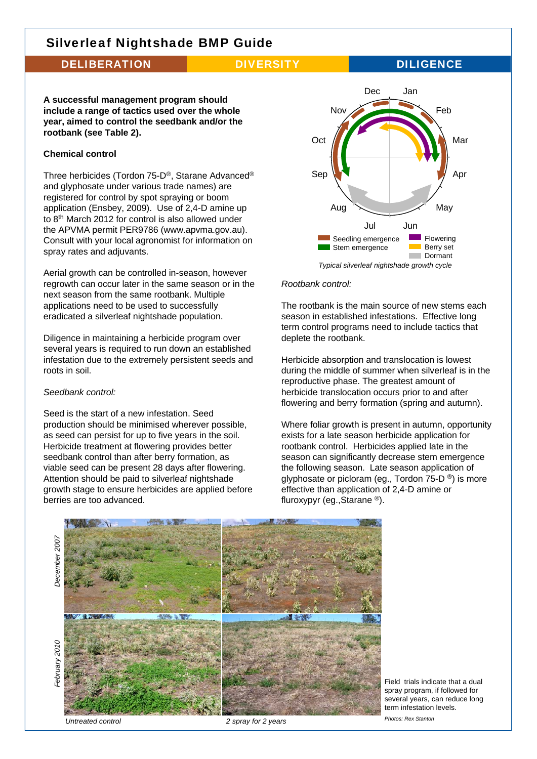# Silverleaf Nightshade BMP Guide

**DELIBERATION** | **DIVERSITY** | **DILIGENCE**

**A successful management program should include a range of tactics used over the whole year, aimed to control the seedbank and/or the rootbank (see Table 2).**

**Chemical control**

Three herbicides (Tordon 75-D®, Starane Advanced® and glyphosate under various trade names) are registered for control by spot spraying or boom application (Ensbey, 2009). Use of 2,4-D amine up to 8th March 2012 for control is also allowed under the APVMA permit PER9786 (www.apvma.gov.au). Consult with your local agronomist for information on spray rates and adjuvants.

Aerial growth can be controlled in-season, however regrowth can occur later in the same season or in the next season from the same rootbank. Multiple applications need to be used to successfully eradicated a silverleaf nightshade population.

Diligence in maintaining a herbicide program over several years is required to run down an established infestation due to the extremely persistent seeds and roots in soil.

*Seedbank control:*

Seed is the start of a new infestation. Seed production should be minimised wherever possible, as seed can persist for up to five years in the soil. Herbicide treatment at flowering provides better seedbank control than after berry formation, as viable seed can be present 28 days after flowering. Attention should be paid to silverleaf nightshade growth stage to ensure herbicides are applied before berries are too advanced.

Seedling emergence, Stem emergence, Flowering, Berry set, Dormant

*Typical silverleaf nightshade growth cycle*

*Rootbank control:*

The rootbank is the main source of new stems each season in established infestations. Effective long term control programs need to include tactics that deplete the rootbank.

Herbicide absorption and translocation is lowest during the middle of summer when silverleaf is in the reproductive phase. The greatest amount of herbicide translocation occurs prior to and after flowering and berry formation (spring and autumn).

Where foliar growth is present in autumn, opportunity exists for a late season herbicide application for rootbank control. Herbicides applied late in the season can significantly decrease stem emergence the following season. Late season application of glyphosate or picloram (eg., Tordon 75-D ®) is more effective than application of 2,4-D amine or fluroxypyr (eg.,Starane ®).

*December 2007* / *February 2010* — *Untreated control* | *2 spray for 2 years*

Field trials indicate that a dual spray program, if followed for several years, can reduce long term infestation levels.

*Photos: Rex Stanton*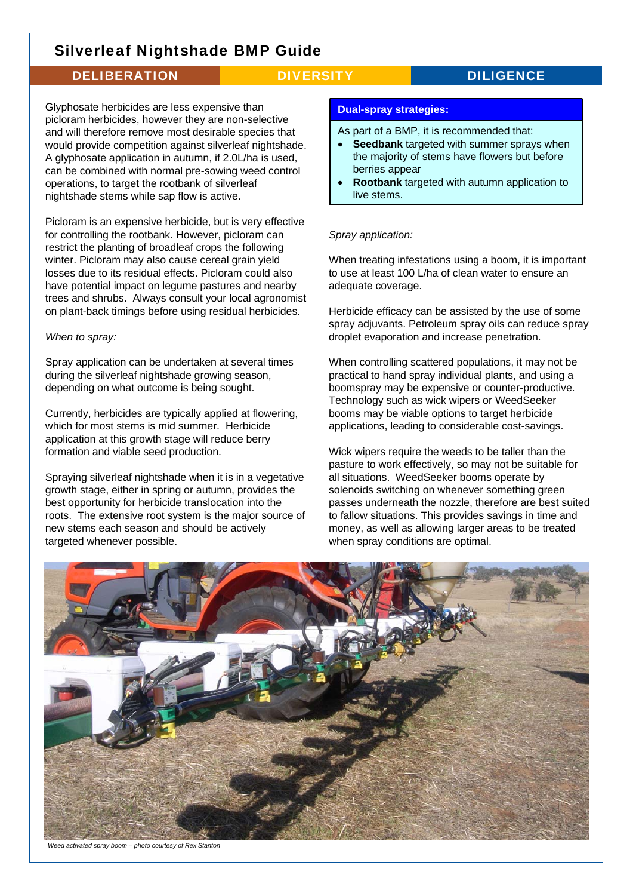# Silverleaf Nightshade BMP Guide

**DELIBERATION** | **DIVERSITY** | **DILIGENCE**

Glyphosate herbicides are less expensive than picloram herbicides, however they are non-selective and will therefore remove most desirable species that would provide competition against silverleaf nightshade. A glyphosate application in autumn, if 2.0L/ha is used, can be combined with normal pre-sowing weed control operations, to target the rootbank of silverleaf nightshade stems while sap flow is active.

Picloram is an expensive herbicide, but is very effective for controlling the rootbank. However, picloram can restrict the planting of broadleaf crops the following winter. Picloram may also cause cereal grain yield losses due to its residual effects. Picloram could also have potential impact on legume pastures and nearby trees and shrubs. Always consult your local agronomist on plant-back timings before using residual herbicides.

*When to spray:*

Spray application can be undertaken at several times during the silverleaf nightshade growing season, depending on what outcome is being sought.

Currently, herbicides are typically applied at flowering, which for most stems is mid summer. Herbicide application at this growth stage will reduce berry formation and viable seed production.

Spraying silverleaf nightshade when it is in a vegetative growth stage, either in spring or autumn, provides the best opportunity for herbicide translocation into the roots. The extensive root system is the major source of new stems each season and should be actively targeted whenever possible.

**Dual-spray strategies:**

As part of a BMP, it is recommended that:

- **Seedbank** targeted with summer sprays when the majority of stems have flowers but before berries appear
- **Rootbank** targeted with autumn application to live stems.

*Spray application:*

When treating infestations using a boom, it is important to use at least 100 L/ha of clean water to ensure an adequate coverage.

Herbicide efficacy can be assisted by the use of some spray adjuvants. Petroleum spray oils can reduce spray droplet evaporation and increase penetration.

When controlling scattered populations, it may not be practical to hand spray individual plants, and using a boomspray may be expensive or counter-productive. Technology such as wick wipers or WeedSeeker booms may be viable options to target herbicide applications, leading to considerable cost-savings.

Wick wipers require the weeds to be taller than the pasture to work effectively, so may not be suitable for all situations. WeedSeeker booms operate by solenoids switching on whenever something green passes underneath the nozzle, therefore are best suited to fallow situations. This provides savings in time and money, as well as allowing larger areas to be treated when spray conditions are optimal.

*Weed activated spray boom – photo courtesy of Rex Stanton*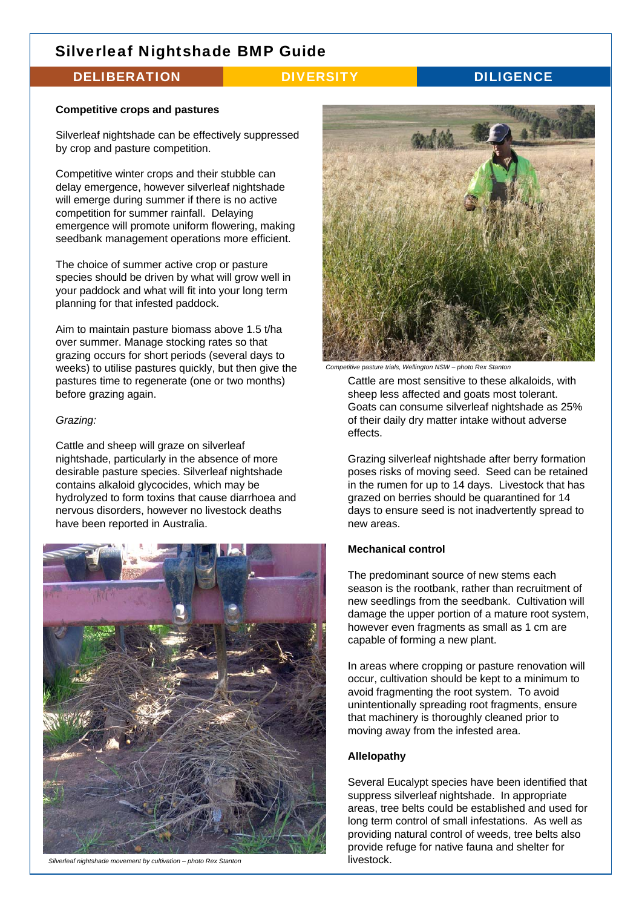## Silverleaf Nightshade BMP Guide

DELIBERATION | DIVERSITY | DILIGENCE

### Competitive crops and pastures

Silverleaf nightshade can be effectively suppressed by crop and pasture competition.

Competitive winter crops and their stubble can delay emergence, however silverleaf nightshade will emerge during summer if there is no active competition for summer rainfall. Delaying emergence will promote uniform flowering, making seedbank management operations more efficient.

The choice of summer active crop or pasture species should be driven by what will grow well in your paddock and what will fit into your long term planning for that infested paddock.

Aim to maintain pasture biomass above 1.5 t/ha over summer. Manage stocking rates so that grazing occurs for short periods (several days to weeks) to utilise pastures quickly, but then give the pastures time to regenerate (one or two months) before grazing again.

*Grazing:*

Cattle and sheep will graze on silverleaf nightshade, particularly in the absence of more desirable pasture species. Silverleaf nightshade contains alkaloid glycocides, which may be hydrolyzed to form toxins that cause diarrhoea and nervous disorders, however no livestock deaths have been reported in Australia.

*Silverleaf nightshade movement by cultivation – photo Rex Stanton*

*Competitive pasture trials, Wellington NSW – photo Rex Stanton*

Cattle are most sensitive to these alkaloids, with sheep less affected and goats most tolerant. Goats can consume silverleaf nightshade as 25% of their daily dry matter intake without adverse effects.

Grazing silverleaf nightshade after berry formation poses risks of moving seed. Seed can be retained in the rumen for up to 14 days. Livestock that has grazed on berries should be quarantined for 14 days to ensure seed is not inadvertently spread to new areas.

### Mechanical control

The predominant source of new stems each season is the rootbank, rather than recruitment of new seedlings from the seedbank. Cultivation will damage the upper portion of a mature root system, however even fragments as small as 1 cm are capable of forming a new plant.

In areas where cropping or pasture renovation will occur, cultivation should be kept to a minimum to avoid fragmenting the root system. To avoid unintentionally spreading root fragments, ensure that machinery is thoroughly cleaned prior to moving away from the infested area.

### Allelopathy

Several Eucalypt species have been identified that suppress silverleaf nightshade. In appropriate areas, tree belts could be established and used for long term control of small infestations. As well as providing natural control of weeds, tree belts also provide refuge for native fauna and shelter for livestock.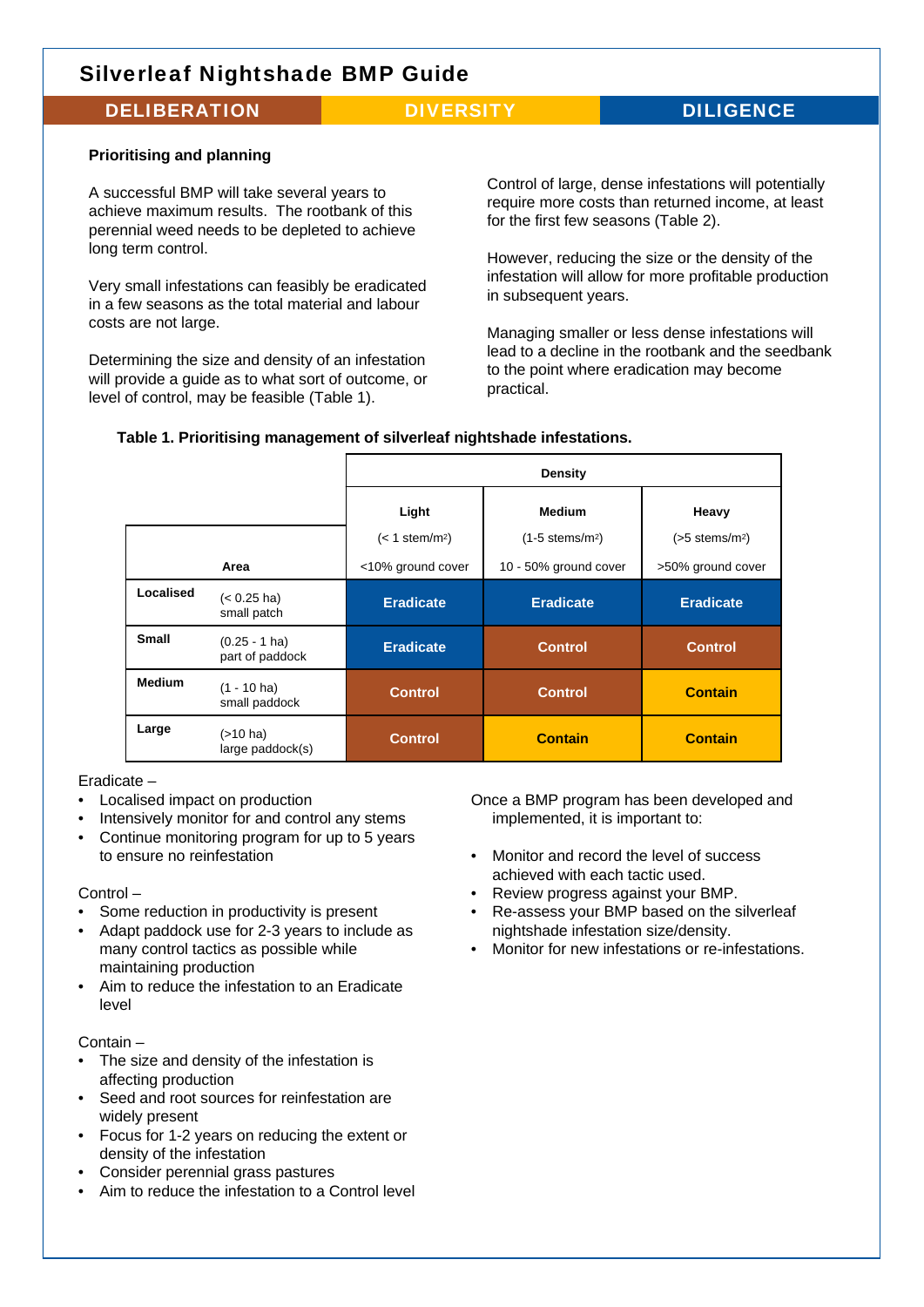# Silverleaf Nightshade BMP Guide

**DELIBERATION** | **DIVERSITY** | **DILIGENCE**

### Prioritising and planning

A successful BMP will take several years to achieve maximum results. The rootbank of this perennial weed needs to be depleted to achieve long term control.

Very small infestations can feasibly be eradicated in a few seasons as the total material and labour costs are not large.

Determining the size and density of an infestation will provide a guide as to what sort of outcome, or level of control, may be feasible (Table 1).

Control of large, dense infestations will potentially require more costs than returned income, at least for the first few seasons (Table 2).

However, reducing the size or the density of the infestation will allow for more profitable production in subsequent years.

Managing smaller or less dense infestations will lead to a decline in the rootbank and the seedbank to the point where eradication may become practical.

**Table 1. Prioritising management of silverleaf nightshade infestations.**

| | | **Density** | | |
|---|---|---|---|---|
| | | **Light** (< 1 stem/m²) <10% ground cover | **Medium** (1-5 stems/m²) 10 - 50% ground cover | **Heavy** (>5 stems/m²) >50% ground cover |
| | **Area** | | | |
| **Localised** | (< 0.25 ha) small patch | **Eradicate** | **Eradicate** | **Eradicate** |
| **Small** | (0.25 - 1 ha) part of paddock | **Eradicate** | **Control** | **Control** |
| **Medium** | (1 - 10 ha) small paddock | **Control** | **Control** | **Contain** |
| **Large** | (>10 ha) large paddock(s) | **Control** | **Contain** | **Contain** |

Eradicate –

- Localised impact on production
- Intensively monitor for and control any stems
- Continue monitoring program for up to 5 years to ensure no reinfestation

Control –

- Some reduction in productivity is present
- Adapt paddock use for 2-3 years to include as many control tactics as possible while maintaining production
- Aim to reduce the infestation to an Eradicate level

Contain –

- The size and density of the infestation is affecting production
- Seed and root sources for reinfestation are widely present
- Focus for 1-2 years on reducing the extent or density of the infestation
- Consider perennial grass pastures
- Aim to reduce the infestation to a Control level

Once a BMP program has been developed and implemented, it is important to:

- Monitor and record the level of success achieved with each tactic used.
- Review progress against your BMP.
- Re-assess your BMP based on the silverleaf nightshade infestation size/density.
- Monitor for new infestations or re-infestations.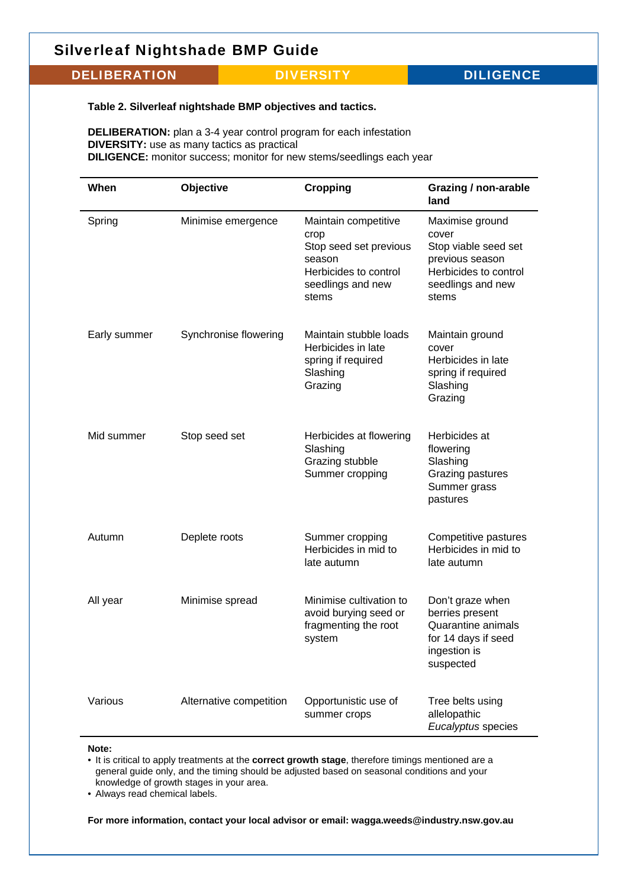# Silverleaf Nightshade BMP Guide

**DELIBERATION** | **DIVERSITY** | **DILIGENCE**

**Table 2. Silverleaf nightshade BMP objectives and tactics.**

**DELIBERATION:** plan a 3-4 year control program for each infestation
**DIVERSITY:** use as many tactics as practical
**DILIGENCE:** monitor success; monitor for new stems/seedlings each year

| When | Objective | Cropping | Grazing / non-arable land |
|---|---|---|---|
| Spring | Minimise emergence | Maintain competitive crop<br>Stop seed set previous season<br>Herbicides to control seedlings and new stems | Maximise ground cover<br>Stop viable seed set previous season<br>Herbicides to control seedlings and new stems |
| Early summer | Synchronise flowering | Maintain stubble loads<br>Herbicides in late spring if required<br>Slashing<br>Grazing | Maintain ground cover<br>Herbicides in late spring if required<br>Slashing<br>Grazing |
| Mid summer | Stop seed set | Herbicides at flowering<br>Slashing<br>Grazing stubble<br>Summer cropping | Herbicides at flowering<br>Slashing<br>Grazing pastures<br>Summer grass pastures |
| Autumn | Deplete roots | Summer cropping<br>Herbicides in mid to late autumn | Competitive pastures<br>Herbicides in mid to late autumn |
| All year | Minimise spread | Minimise cultivation to avoid burying seed or fragmenting the root system | Don't graze when berries present<br>Quarantine animals for 14 days if seed ingestion is suspected |
| Various | Alternative competition | Opportunistic use of summer crops | Tree belts using allelopathic *Eucalyptus* species |

**Note:**

- It is critical to apply treatments at the **correct growth stage**, therefore timings mentioned are a general guide only, and the timing should be adjusted based on seasonal conditions and your knowledge of growth stages in your area.
- Always read chemical labels.

**For more information, contact your local advisor or email: wagga.weeds@industry.nsw.gov.au**